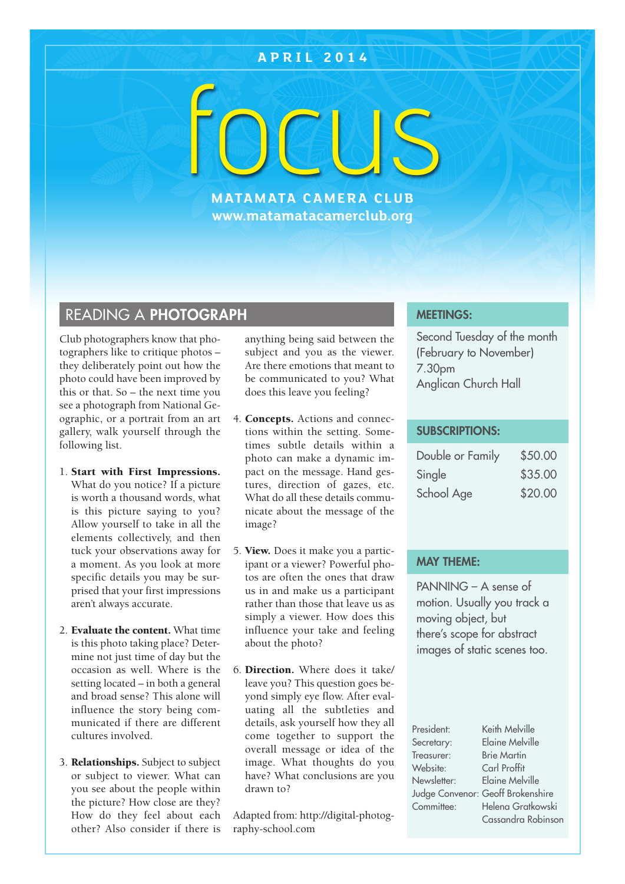APRIL 2014

# focus

**MATAMATA CAMERA CLUB**
**www.matamatacamerclub.org**

## READING A **PHOTOGRAPH**

Club photographers know that photographers like to critique photos – they deliberately point out how the photo could have been improved by this or that. So – the next time you see a photograph from National Geographic, or a portrait from an art gallery, walk yourself through the following list.

1. **Start with First Impressions.** What do you notice? If a picture is worth a thousand words, what is this picture saying to you? Allow yourself to take in all the elements collectively, and then tuck your observations away for a moment. As you look at more specific details you may be surprised that your first impressions aren't always accurate.

2. **Evaluate the content.** What time is this photo taking place? Determine not just time of day but the occasion as well. Where is the setting located – in both a general and broad sense? This alone will influence the story being communicated if there are different cultures involved.

3. **Relationships.** Subject to subject or subject to viewer. What can you see about the people within the picture? How close are they? How do they feel about each other? Also consider if there is anything being said between the subject and you as the viewer. Are there emotions that meant to be communicated to you? What does this leave you feeling?

4. **Concepts.** Actions and connections within the setting. Sometimes subtle details within a photo can make a dynamic impact on the message. Hand gestures, direction of gazes, etc. What do all these details communicate about the message of the image?

5. **View.** Does it make you a participant or a viewer? Powerful photos are often the ones that draw us in and make us a participant rather than those that leave us as simply a viewer. How does this influence your take and feeling about the photo?

6. **Direction.** Where does it take/leave you? This question goes beyond simply eye flow. After evaluating all the subtleties and details, ask yourself how they all come together to support the overall message or idea of the image. What thoughts do you have? What conclusions are you drawn to?

Adapted from: http://digital-photography-school.com

### MEETINGS:

Second Tuesday of the month (February to November)
7.30pm
Anglican Church Hall

### SUBSCRIPTIONS:

| | |
|---|---|
| Double or Family | $50.00 |
| Single | $35.00 |
| School Age | $20.00 |

### MAY THEME:

PANNING – A sense of motion. Usually you track a moving object, but there's scope for abstract images of static scenes too.

| | |
|---|---|
| President: | Keith Melville |
| Secretary: | Elaine Melville |
| Treasurer: | Brie Martin |
| Website: | Carl Proffit |
| Newsletter: | Elaine Melville |
| Judge Convenor: | Geoff Brokenshire |
| Committee: | Helena Gratkowski<br>Cassandra Robinson |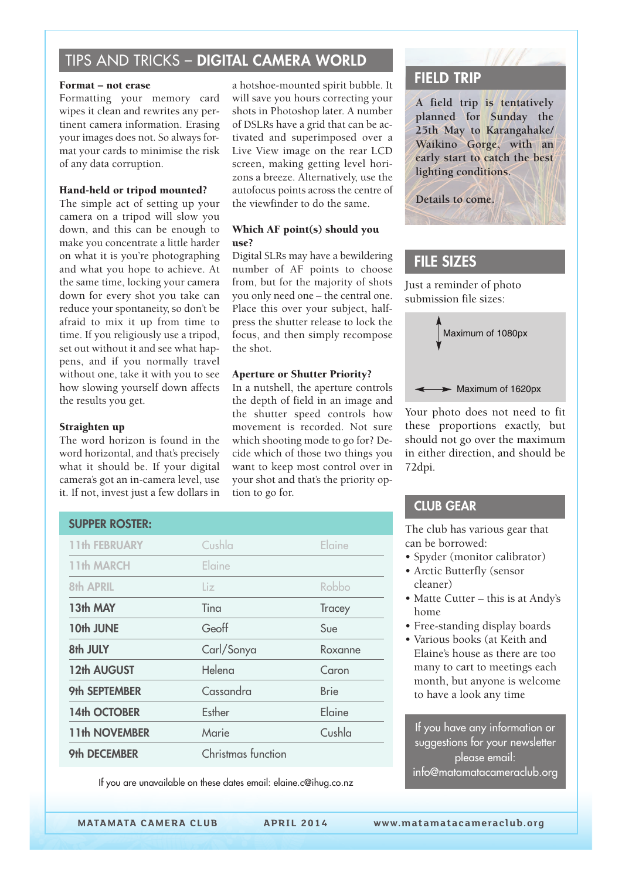## TIPS AND TRICKS – DIGITAL CAMERA WORLD

**Format – not erase**

Formatting your memory card wipes it clean and rewrites any pertinent camera information. Erasing your images does not. So always format your cards to minimise the risk of any data corruption.

**Hand-held or tripod mounted?**

The simple act of setting up your camera on a tripod will slow you down, and this can be enough to make you concentrate a little harder on what it is you're photographing and what you hope to achieve. At the same time, locking your camera down for every shot you take can reduce your spontaneity, so don't be afraid to mix it up from time to time. If you religiously use a tripod, set out without it and see what happens, and if you normally travel without one, take it with you to see how slowing yourself down affects the results you get.

**Straighten up**

The word horizon is found in the word horizontal, and that's precisely what it should be. If your digital camera's got an in-camera level, use it. If not, invest just a few dollars in a hotshoe-mounted spirit bubble. It will save you hours correcting your shots in Photoshop later. A number of DSLRs have a grid that can be activated and superimposed over a Live View image on the rear LCD screen, making getting level horizons a breeze. Alternatively, use the autofocus points across the centre of the viewfinder to do the same.

**Which AF point(s) should you use?**

Digital SLRs may have a bewildering number of AF points to choose from, but for the majority of shots you only need one – the central one. Place this over your subject, half-press the shutter release to lock the focus, and then simply recompose the shot.

**Aperture or Shutter Priority?**

In a nutshell, the aperture controls the depth of field in an image and the shutter speed controls how movement is recorded. Not sure which shooting mode to go for? Decide which of those two things you want to keep most control over in your shot and that's the priority option to go for.

## SUPPER ROSTER:

| | | |
|---|---|---|
| 11th FEBRUARY | Cushla | Elaine |
| 11th MARCH | Elaine | |
| 8th APRIL | Liz | Robbo |
| 13th MAY | Tina | Tracey |
| 10th JUNE | Geoff | Sue |
| 8th JULY | Carl/Sonya | Roxanne |
| 12th AUGUST | Helena | Caron |
| 9th SEPTEMBER | Cassandra | Brie |
| 14th OCTOBER | Esther | Elaine |
| 11th NOVEMBER | Marie | Cushla |
| 9th DECEMBER | Christmas function | |

If you are unavailable on these dates email: elaine.c@ihug.co.nz

## FIELD TRIP

**A field trip is tentatively planned for Sunday the 25th May to Karangahake/ Waikino Gorge, with an early start to catch the best lighting conditions.**

**Details to come.**

## FILE SIZES

Just a reminder of photo submission file sizes:

Maximum of 1080px

Maximum of 1620px

Your photo does not need to fit these proportions exactly, but should not go over the maximum in either direction, and should be 72dpi.

## CLUB GEAR

The club has various gear that can be borrowed:

- Spyder (monitor calibrator)
- Arctic Butterfly (sensor cleaner)
- Matte Cutter – this is at Andy's home
- Free-standing display boards
- Various books (at Keith and Elaine's house as there are too many to cart to meetings each month, but anyone is welcome to have a look any time

If you have any information or suggestions for your newsletter please email: info@matamatacameraclub.org